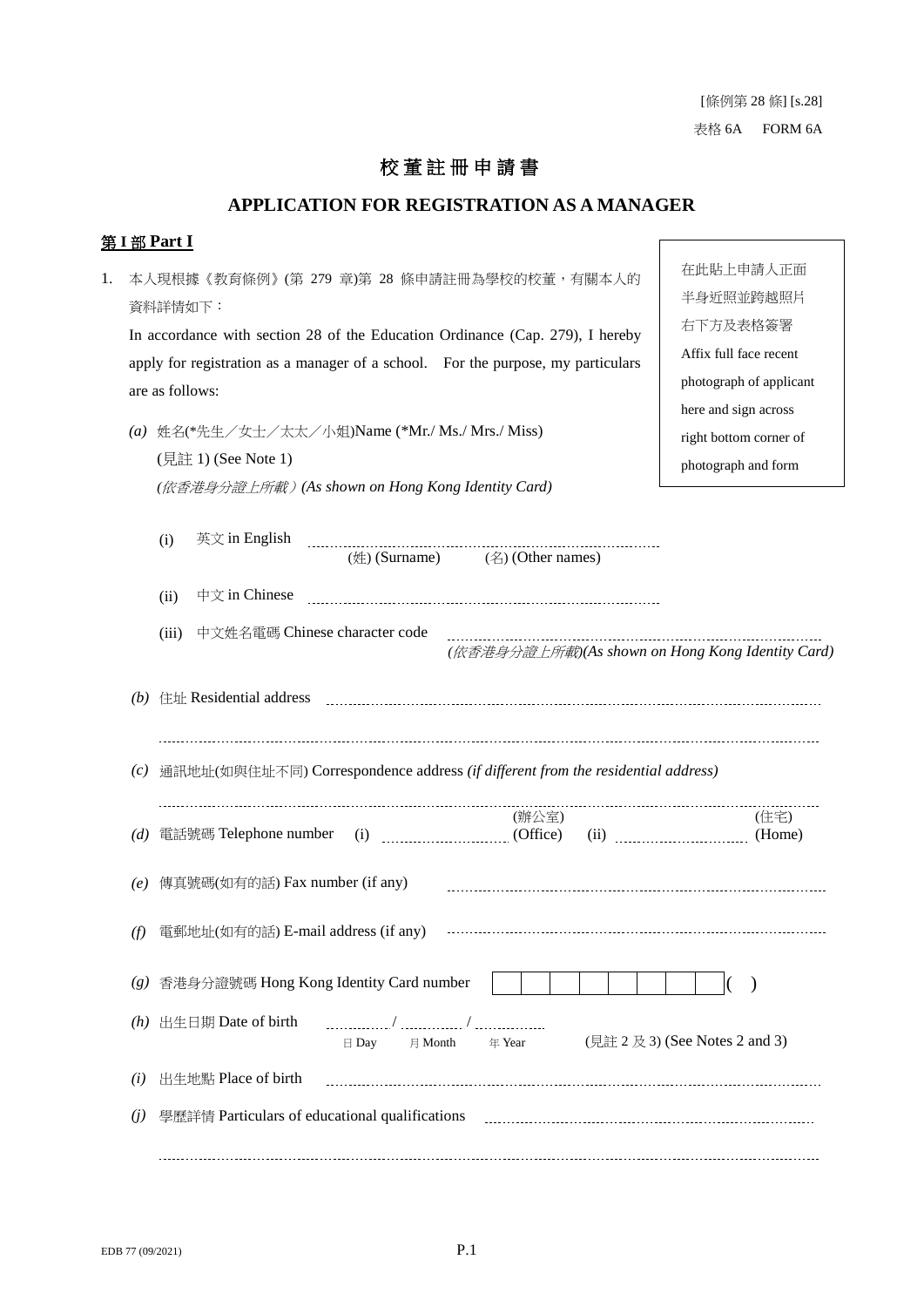[條例第 28 條] [s.28]

表格 6A　FORM 6A

# 校董註冊申請書

# APPLICATION FOR REGISTRATION AS A MANAGER

## 第 I 部 Part I

> 在此貼上申請人正面半身近照並跨越照片右下方及表格簽署
>
> Affix full face recent photograph of applicant here and sign across right bottom corner of photograph and form

1. 本人現根據《教育條例》(第 279 章)第 28 條申請註冊為學校的校董，有關本人的資料詳情如下：

   In accordance with section 28 of the Education Ordinance (Cap. 279), I hereby apply for registration as a manager of a school. For the purpose, my particulars are as follows:

   *(a)* 姓名(\*先生／女士／太太／小姐)Name (\*Mr./ Ms./ Mrs./ Miss)
   (見註 1) (See Note 1)
   *(依香港身分證上所載) (As shown on Hong Kong Identity Card)*

   (i) 英文 in English ........................................................
   (姓) (Surname)　(名) (Other names)

   (ii) 中文 in Chinese ........................................................

   (iii) 中文姓名電碼 Chinese character code ........................................................
   *(依香港身分證上所載)(As shown on Hong Kong Identity Card)*

   *(b)* 住址 Residential address ........................................................

   ........................................................

   *(c)* 通訊地址(如與住址不同) Correspondence address *(if different from the residential address)*

   ........................................................

   *(d)* 電話號碼 Telephone number　(i) .................... (辦公室) (Office)　(ii) .................... (住宅) (Home)

   *(e)* 傳真號碼(如有的話) Fax number (if any) ........................................................

   *(f)* 電郵地址(如有的話) E-mail address (if any) ........................................................

   *(g)* 香港身分證號碼 Hong Kong Identity Card number ☐☐☐☐☐☐☐☐( )

   *(h)* 出生日期 Date of birth ........ / ........ / ........
   日 Day　月 Month　年 Year　(見註 2 及 3) (See Notes 2 and 3)

   *(i)* 出生地點 Place of birth ........................................................

   *(j)* 學歷詳情 Particulars of educational qualifications ........................................................

   ........................................................

EDB 77 (09/2021)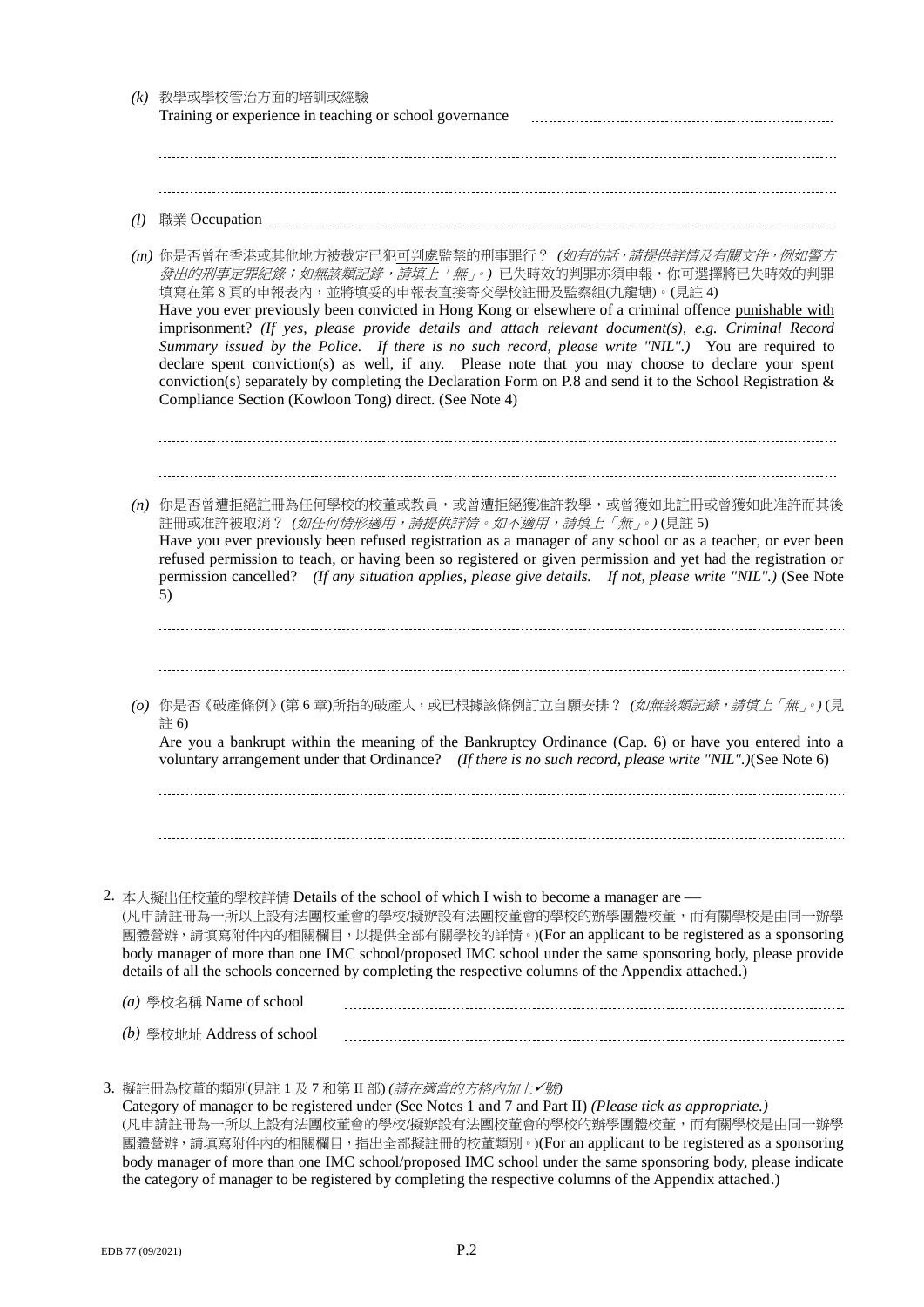*(k)* 教學或學校管治方面的培訓或經驗
Training or experience in teaching or school governance ..............................................

..............................................................................................................................................

..............................................................................................................................................

*(l)* 職業 Occupation ..............................................................................................................

*(m)* 你是否曾在香港或其他地方被裁定已犯可判處監禁的刑事罪行？ *(如有的話，請提供詳情及有關文件，例如警方發出的刑事定罪紀錄；如無該類記錄，請填上「無」。)* 已失時效的判罪亦須申報，你可選擇將已失時效的判罪填寫在第 8 頁的申報表內，並將填妥的申報表直接寄交學校註冊及監察組(九龍塘)。(見註 4)
Have you ever previously been convicted in Hong Kong or elsewhere of a criminal offence punishable with imprisonment? *(If yes, please provide details and attach relevant document(s), e.g. Criminal Record Summary issued by the Police. If there is no such record, please write "NIL".)* You are required to declare spent conviction(s) as well, if any. Please note that you may choose to declare your spent conviction(s) separately by completing the Declaration Form on P.8 and send it to the School Registration & Compliance Section (Kowloon Tong) direct. (See Note 4)

..............................................................................................................................................

..............................................................................................................................................

*(n)* 你是否曾遭拒絕註冊為任何學校的校董或教員，或曾遭拒絕獲准許教學，或曾獲如此註冊或曾獲如此准許而其後註冊或准許被取消？ *(如任何情形適用，請提供詳情。如不適用，請填上「無」。)* (見註 5)
Have you ever previously been refused registration as a manager of any school or as a teacher, or ever been refused permission to teach, or having been so registered or given permission and yet had the registration or permission cancelled? *(If any situation applies, please give details. If not, please write "NIL".)* (See Note 5)

..............................................................................................................................................

..............................................................................................................................................

*(o)* 你是否《破產條例》(第 6 章)所指的破產人，或已根據該條例訂立自願安排？ *(如無該類記錄，請填上「無」。)* (見註 6)
Are you a bankrupt within the meaning of the Bankruptcy Ordinance (Cap. 6) or have you entered into a voluntary arrangement under that Ordinance? *(If there is no such record, please write "NIL".)*(See Note 6)

..............................................................................................................................................

..............................................................................................................................................

2. 本人擬出任校董的學校詳情 Details of the school of which I wish to become a manager are —
(凡申請註冊為一所以上設有法團校董會的學校/擬辦設有法團校董會的學校的辦學團體校董，而有關學校是由同一辦學團體營辦，請填寫附件內的相關欄目，以提供全部有關學校的詳情。)(For an applicant to be registered as a sponsoring body manager of more than one IMC school/proposed IMC school under the same sponsoring body, please provide details of all the schools concerned by completing the respective columns of the Appendix attached.)

   *(a)* 學校名稱 Name of school ..............................................................................................

   *(b)* 學校地址 Address of school ..........................................................................................

3. 擬註冊為校董的類別(見註 1 及 7 和第 II 部) *(請在適當的方格內加上✓號)*
Category of manager to be registered under (See Notes 1 and 7 and Part II) *(Please tick as appropriate.)*
(凡申請註冊為一所以上設有法團校董會的學校/擬辦設有法團校董會的學校的辦學團體校董，而有關學校是由同一辦學團體營辦，請填寫附件內的相關欄目，指出全部擬註冊的校董類別。)(For an applicant to be registered as a sponsoring body manager of more than one IMC school/proposed IMC school under the same sponsoring body, please indicate the category of manager to be registered by completing the respective columns of the Appendix attached.)

EDB 77 (09/2021)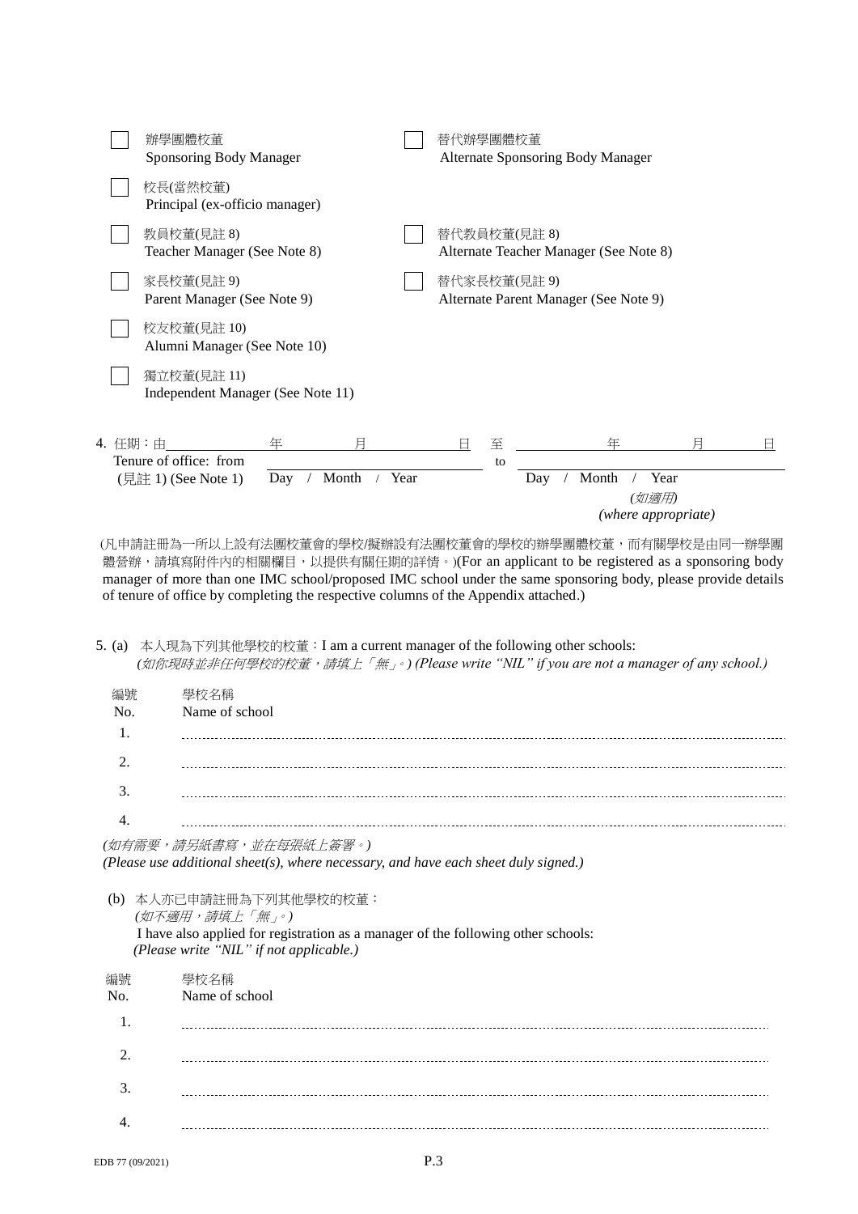☐ 辦學團體校董
Sponsoring Body Manager

☐ 替代辦學團體校董
Alternate Sponsoring Body Manager

☐ 校長(當然校董)
Principal (ex-officio manager)

☐ 教員校董(見註 8)
Teacher Manager (See Note 8)

☐ 替代教員校董(見註 8)
Alternate Teacher Manager (See Note 8)

☐ 家長校董(見註 9)
Parent Manager (See Note 9)

☐ 替代家長校董(見註 9)
Alternate Parent Manager (See Note 9)

☐ 校友校董(見註 10)
Alumni Manager (See Note 10)

☐ 獨立校董(見註 11)
Independent Manager (See Note 11)

4. 任期：由＿＿＿＿＿ 年 ＿＿＿ 月 ＿＿＿ 日 至 ＿＿＿＿＿ 年 ＿＿＿ 月 ＿＿＿ 日
Tenure of office: from ＿＿＿＿＿＿＿＿＿＿ to ＿＿＿＿＿＿＿＿＿＿
(見註 1) (See Note 1) Day / Month / Year &nbsp;&nbsp;&nbsp;&nbsp; Day / Month / Year
*(如適用)*
*(where appropriate)*

(凡申請註冊為一所以上設有法團校董會的學校/擬辦設有法團校董會的學校的辦學團體校董，而有關學校是由同一辦學團體營辦，請填寫附件內的相關欄目，以提供有關任期的詳情。)(For an applicant to be registered as a sponsoring body manager of more than one IMC school/proposed IMC school under the same sponsoring body, please provide details of tenure of office by completing the respective columns of the Appendix attached.)

5. (a) 本人現為下列其他學校的校董：I am a current manager of the following other schools:
*(如你現時並非任何學校的校董，請填上「無」。) (Please write "NIL" if you are not a manager of any school.)*

| 編號 No. | 學校名稱 Name of school |
|---|---|
| 1. | ………………………………………… |
| 2. | ………………………………………… |
| 3. | ………………………………………… |
| 4. | ………………………………………… |

*(如有需要，請另紙書寫，並在每張紙上簽署。)*
*(Please use additional sheet(s), where necessary, and have each sheet duly signed.)*

(b) 本人亦已申請註冊為下列其他學校的校董：
*(如不適用，請填上「無」。)*
I have also applied for registration as a manager of the following other schools:
*(Please write "NIL" if not applicable.)*

| 編號 No. | 學校名稱 Name of school |
|---|---|
| 1. | ………………………………………… |
| 2. | ………………………………………… |
| 3. | ………………………………………… |
| 4. | ………………………………………… |

EDB 77 (09/2021)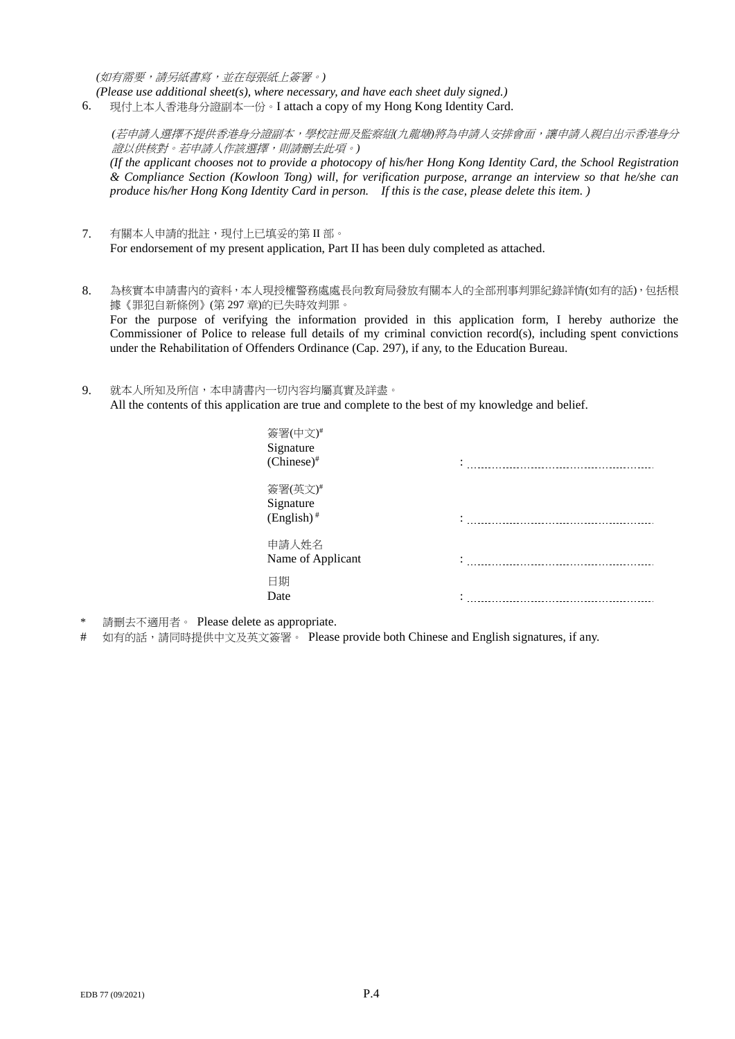*(如有需要，請另紙書寫，並在每張紙上簽署。)*

*(Please use additional sheet(s), where necessary, and have each sheet duly signed.)*

6. 現付上本人香港身分證副本一份。I attach a copy of my Hong Kong Identity Card.

   *(若申請人選擇不提供香港身分證副本，學校註冊及監察組(九龍塘)將為申請人安排會面，讓申請人親自出示香港身分證以供核對。若申請人作該選擇，則請刪去此項。)*

   *(If the applicant chooses not to provide a photocopy of his/her Hong Kong Identity Card, the School Registration & Compliance Section (Kowloon Tong) will, for verification purpose, arrange an interview so that he/she can produce his/her Hong Kong Identity Card in person. If this is the case, please delete this item. )*

7. 有關本人申請的批註，現付上已填妥的第 II 部。
   For endorsement of my present application, Part II has been duly completed as attached.

8. 為核實本申請書內的資料，本人現授權警務處處長向教育局發放有關本人的全部刑事判罪紀錄詳情(如有的話)，包括根據《罪犯自新條例》(第 297 章)的已失時效判罪。
   For the purpose of verifying the information provided in this application form, I hereby authorize the Commissioner of Police to release full details of my criminal conviction record(s), including spent convictions under the Rehabilitation of Offenders Ordinance (Cap. 297), if any, to the Education Bureau.

9. 就本人所知及所信，本申請書內一切內容均屬真實及詳盡。
   All the contents of this application are true and complete to the best of my knowledge and belief.

簽署(中文)#
Signature
(Chinese)# : ……………………………………

簽署(英文)#
Signature
(English) # : ……………………………………

申請人姓名
Name of Applicant : ……………………………………

日期
Date : ……………………………………

\* 請刪去不適用者。 Please delete as appropriate.

\# 如有的話，請同時提供中文及英文簽署。 Please provide both Chinese and English signatures, if any.

EDB 77 (09/2021)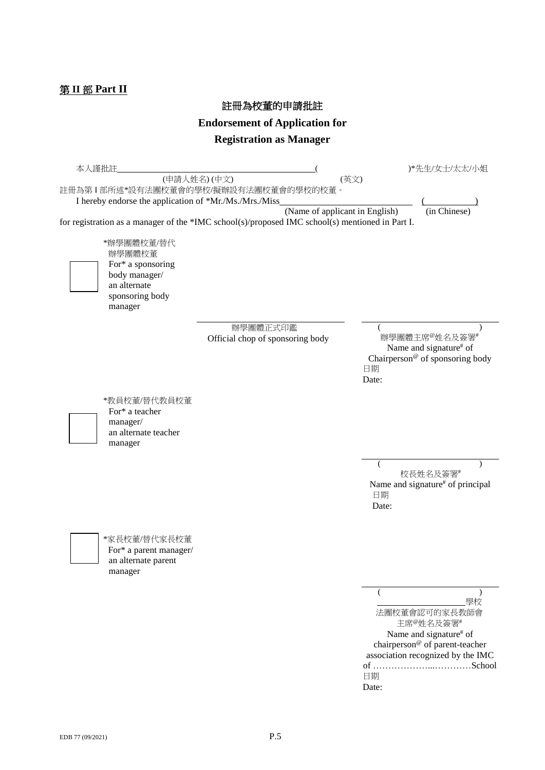## 第 II 部 Part II

### 註冊為校董的申請批註

### Endorsement of Application for Registration as Manager

本人謹批註\_\_\_\_\_\_\_\_\_\_\_\_\_\_\_\_\_\_\_\_\_\_\_\_\_\_\_\_\_\_\_\_\_\_\_\_\_\_\_\_\_\_\_\_(\_\_\_\_\_\_\_\_\_\_\_\_\_\_\_\_\_\_\_\_\_\_\_\_\_\_\_)*先生/女士/太太/小姐

(申請人姓名) (中文) (英文)

註冊為第 I 部所述*設有法團校董會的學校/擬辦設有法團校董會的學校的校董。

I hereby endorse the application of *Mr./Ms./Mrs./Miss\_\_\_\_\_\_\_\_\_\_\_\_\_\_\_\_\_\_\_\_\_\_\_\_\_\_\_\_\_\_\_\_\_ (\_\_\_\_\_\_\_\_\_\_\_)

(Name of applicant in English) (in Chinese)

for registration as a manager of the *IMC school(s)/proposed IMC school(s) mentioned in Part I.

☐ *辦學團體校董/替代辦學團體校董
For* a sponsoring body manager/ an alternate sponsoring body manager

\_\_\_\_\_\_\_\_\_\_\_\_\_\_\_\_\_\_\_\_\_\_\_\_\_\_\_\_\_\_
辦學團體正式印鑑
Official chop of sponsoring body

\_\_\_\_\_\_\_\_\_\_\_\_\_\_\_\_\_\_\_\_\_\_\_\_\_\_\_\_\_\_
( )
辦學團體主席@姓名及簽署#
Name and signature# of Chairperson@ of sponsoring body
日期
Date:

☐ *教員校董/替代教員校董
For* a teacher manager/ an alternate teacher manager

\_\_\_\_\_\_\_\_\_\_\_\_\_\_\_\_\_\_\_\_\_\_\_\_\_\_\_\_\_\_
( )
校長姓名及簽署#
Name and signature# of principal
日期
Date:

☐ *家長校董/替代家長校董
For* a parent manager/ an alternate parent manager

\_\_\_\_\_\_\_\_\_\_\_\_\_\_\_\_\_\_\_\_\_\_\_\_\_\_\_\_\_\_
( )
\_\_\_\_\_\_\_\_\_\_\_\_\_\_\_\_\_\_學校
法團校董會認可的家長教師會主席@姓名及簽署#
Name and signature# of chairperson@ of parent-teacher association recognized by the IMC of ………………...…………School
日期
Date:

EDB 77 (09/2021)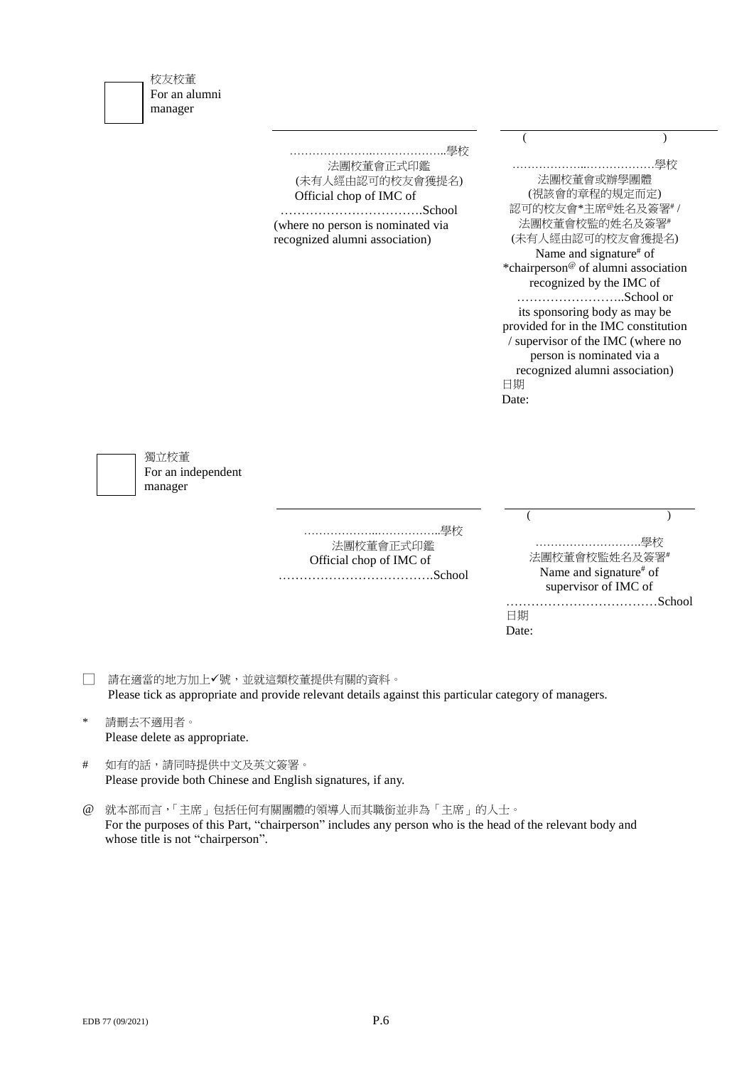☐ 校友校董
For an alumni manager

| | |
|---|---|
| ______________________ | ______________________ ( ) |
| …………………..……………….學校<br>法團校董會正式印鑑<br>(未有人經由認可的校友會獲提名)<br>Official chop of IMC of<br>…………………………….School<br>(where no person is nominated via recognized alumni association) | ………………..……………學校<br>法團校董會或辦學團體<br>(視該會的章程的規定而定)<br>認可的校友會*主席@姓名及簽署# /<br>法團校董會校監的姓名及簽署#<br>(未有人經由認可的校友會獲提名)<br>Name and signature# of *chairperson@ of alumni association recognized by the IMC of ……………………..School or its sponsoring body as may be provided for in the IMC constitution / supervisor of the IMC (where no person is nominated via a recognized alumni association)<br>日期<br>Date: |

☐ 獨立校董
For an independent manager

| | |
|---|---|
| ______________________ | ______________________ ( ) |
| ………………..……………..學校<br>法團校董會正式印鑑<br>Official chop of IMC of<br>……………………………….School | ………………………學校<br>法團校董會校監姓名及簽署#<br>Name and signature# of supervisor of IMC of<br>………………………………School<br>日期<br>Date: |

☐ 請在適當的地方加上✓號，並就這類校董提供有關的資料。
Please tick as appropriate and provide relevant details against this particular category of managers.

\* 請刪去不適用者。
Please delete as appropriate.

\# 如有的話，請同時提供中文及英文簽署。
Please provide both Chinese and English signatures, if any.

@ 就本部而言，「主席」包括任何有關團體的領導人而其職銜並非為「主席」的人士。
For the purposes of this Part, "chairperson" includes any person who is the head of the relevant body and whose title is not "chairperson".

EDB 77 (09/2021)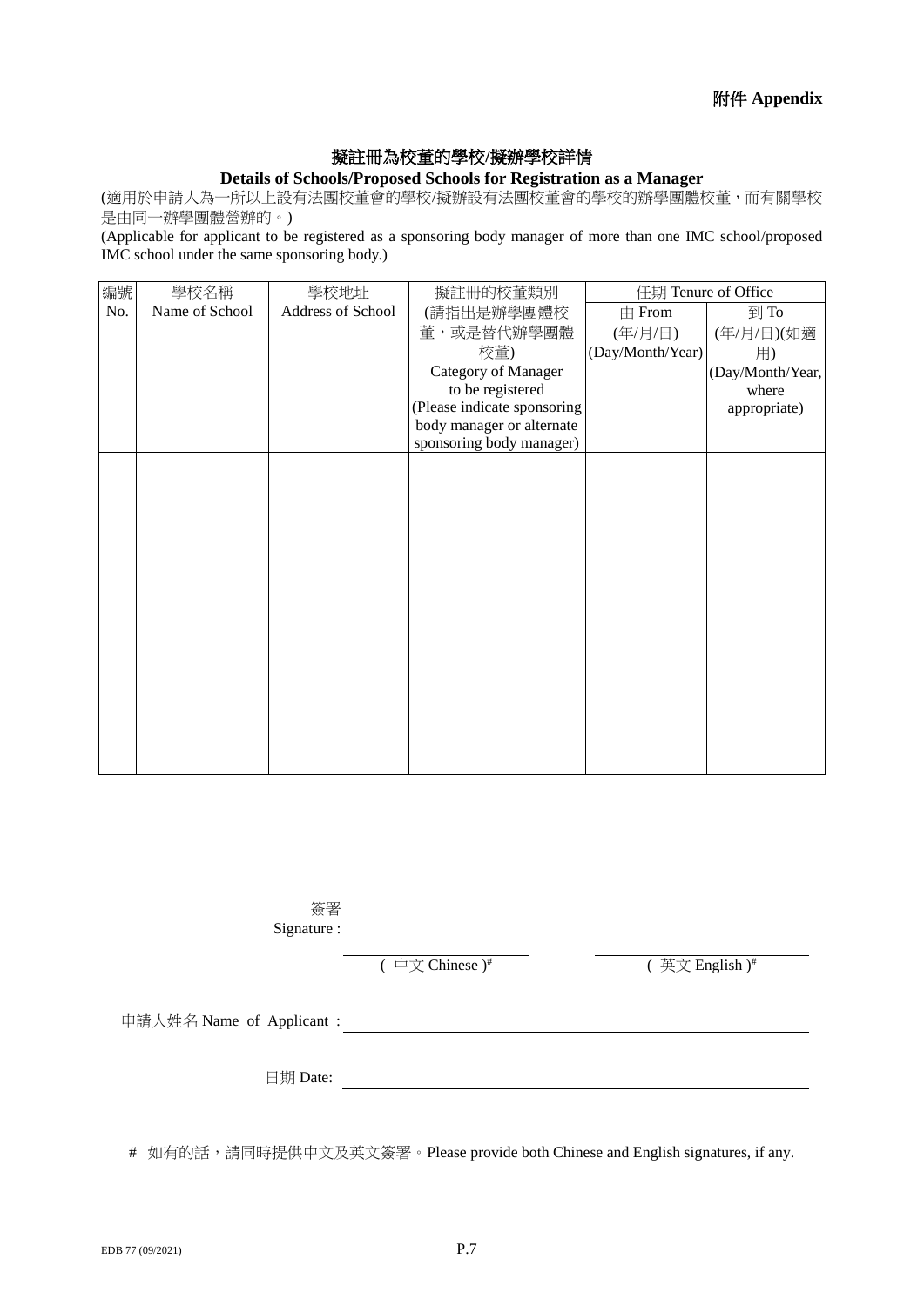**附件 Appendix**

## 擬註冊為校董的學校/擬辦學校詳情

**Details of Schools/Proposed Schools for Registration as a Manager**

(適用於申請人為一所以上設有法團校董會的學校/擬辦設有法團校董會的學校的辦學團體校董，而有關學校是由同一辦學團體營辦的。)

(Applicable for applicant to be registered as a sponsoring body manager of more than one IMC school/proposed IMC school under the same sponsoring body.)

| 編號 No. | 學校名稱 Name of School | 學校地址 Address of School | 擬註冊的校董類別 (請指出是辦學團體校董，或是替代辦學團體校董) Category of Manager to be registered (Please indicate sponsoring body manager or alternate sponsoring body manager) | 任期 Tenure of Office | |
|---|---|---|---|---|---|
| | | | | 由 From (年/月/日) (Day/Month/Year) | 到 To (年/月/日)(如適用) (Day/Month/Year, where appropriate) |
| | | | | | |

簽署 Signature : ____________________ ( 中文 Chinese )# ____________________ ( 英文 English )#

申請人姓名 Name of Applicant : ____________________

日期 Date: ____________________

# 如有的話，請同時提供中文及英文簽署。Please provide both Chinese and English signatures, if any.

EDB 77 (09/2021)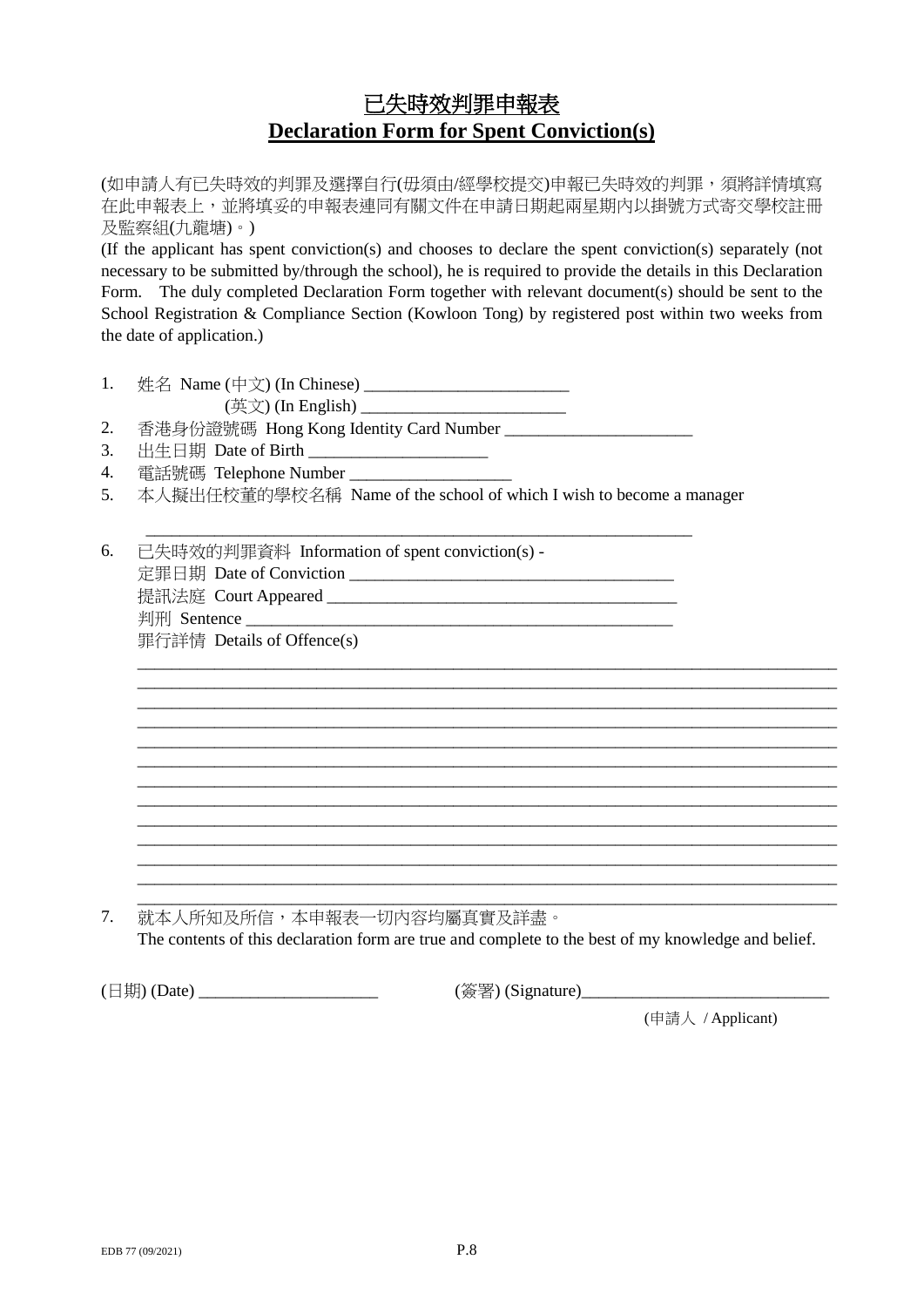# 已失時效判罪申報表
# Declaration Form for Spent Conviction(s)

(如申請人有已失時效的判罪及選擇自行(毋須由/經學校提交)申報已失時效的判罪，須將詳情填寫在此申報表上，並將填妥的申報表連同有關文件在申請日期起兩星期內以掛號方式寄交學校註冊及監察組(九龍塘)。)

(If the applicant has spent conviction(s) and chooses to declare the spent conviction(s) separately (not necessary to be submitted by/through the school), he is required to provide the details in this Declaration Form. The duly completed Declaration Form together with relevant document(s) should be sent to the School Registration & Compliance Section (Kowloon Tong) by registered post within two weeks from the date of application.)

1. 姓名 Name (中文) (In Chinese) ________________________
   (英文) (In English) ________________________
2. 香港身份證號碼 Hong Kong Identity Card Number ______________________
3. 出生日期 Date of Birth _____________________
4. 電話號碼 Telephone Number ___________________
5. 本人擬出任校董的學校名稱 Name of the school of which I wish to become a manager

   _______________________________________________________________

6. 已失時效的判罪資料 Information of spent conviction(s) -
   定罪日期 Date of Conviction ______________________________________
   提訊法庭 Court Appeared _________________________________________
   判刑 Sentence ___________________________________________________
   罪行詳情 Details of Offence(s)

   _________________________________________________________________________________
   _________________________________________________________________________________
   _________________________________________________________________________________
   _________________________________________________________________________________
   _________________________________________________________________________________
   _________________________________________________________________________________
   _________________________________________________________________________________
   _________________________________________________________________________________
   _________________________________________________________________________________
   _________________________________________________________________________________
   _________________________________________________________________________________
   _________________________________________________________________________________
   _________________________________________________________________________________

7. 就本人所知及所信，本申報表一切內容均屬真實及詳盡。
   The contents of this declaration form are true and complete to the best of my knowledge and belief.

(日期) (Date) _____________________ (簽署) (Signature)_____________________________

(申請人 / Applicant)

EDB 77 (09/2021)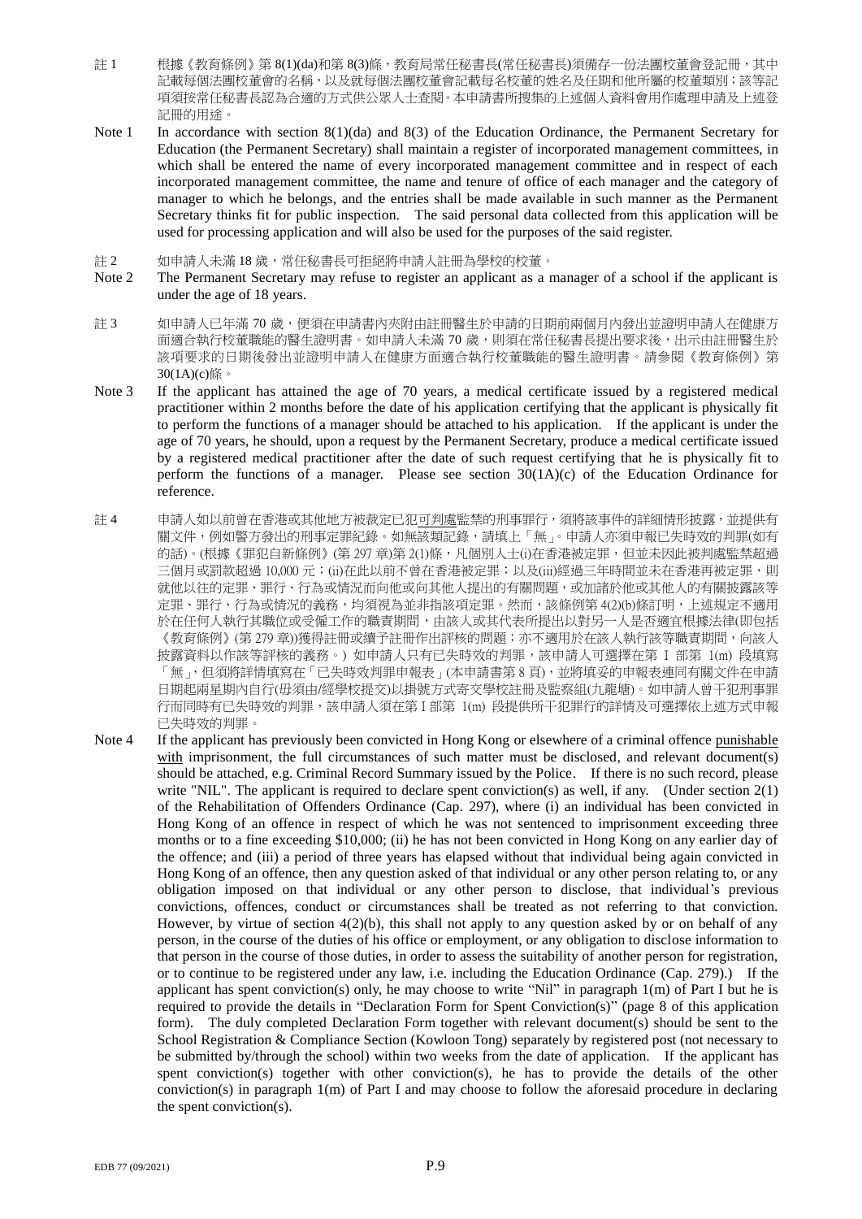註 1　根據《教育條例》第 8(1)(da)和第 8(3)條，教育局常任秘書長(常任秘書長)須備存一份法團校董會登記冊，其中記載每個法團校董會的名稱，以及就每個法團校董會記載每名校董的姓名及任期和他所屬的校董類別；該等記項須按常任秘書長認為合適的方式供公眾人士查閱。本申請書所搜集的上述個人資料會用作處理申請及上述登記冊的用途。

Note 1　In accordance with section 8(1)(da) and 8(3) of the Education Ordinance, the Permanent Secretary for Education (the Permanent Secretary) shall maintain a register of incorporated management committees, in which shall be entered the name of every incorporated management committee and in respect of each incorporated management committee, the name and tenure of office of each manager and the category of manager to which he belongs, and the entries shall be made available in such manner as the Permanent Secretary thinks fit for public inspection. The said personal data collected from this application will be used for processing application and will also be used for the purposes of the said register.

註 2　如申請人未滿 18 歲，常任秘書長可拒絕將申請人註冊為學校的校董。

Note 2　The Permanent Secretary may refuse to register an applicant as a manager of a school if the applicant is under the age of 18 years.

註 3　如申請人已年滿 70 歲，便須在申請書內夾附由註冊醫生於申請的日期前兩個月內發出並證明申請人在健康方面適合執行校董職能的醫生證明書。如申請人未滿 70 歲，則須在常任秘書長提出要求後，出示由註冊醫生於該項要求的日期後發出並證明申請人在健康方面適合執行校董職能的醫生證明書。請參閱《教育條例》第 30(1A)(c)條。

Note 3　If the applicant has attained the age of 70 years, a medical certificate issued by a registered medical practitioner within 2 months before the date of his application certifying that the applicant is physically fit to perform the functions of a manager should be attached to his application. If the applicant is under the age of 70 years, he should, upon a request by the Permanent Secretary, produce a medical certificate issued by a registered medical practitioner after the date of such request certifying that he is physically fit to perform the functions of a manager. Please see section 30(1A)(c) of the Education Ordinance for reference.

註 4　申請人如以前曾在香港或其他地方被裁定已犯可判處監禁的刑事罪行，須將該事件的詳細情形披露，並提供有關文件，例如警方發出的刑事定罪紀錄。如無該類紀錄，請填上「無」。申請人亦須申報已失時效的判罪(如有的話)。(根據《罪犯自新條例》(第 297 章)第 2(1)條，凡個別人士(i)在香港被定罪，但並未因此被判處監禁超過三個月或罰款超過 10,000 元；(ii)在此以前不曾在香港被定罪；以及(iii)經過三年時間並未在香港再被定罪，則就他以往的定罪、罪行、行為或情況而向他或向其他人提出的有關問題，或加諸於他或其他人的有關披露該等定罪、罪行、行為或情況的義務，均須視為並非指該項定罪。然而，該條例第 4(2)(b)條訂明，上述規定不適用於在任何人執行其職位或受僱工作的職責期間，由該人或其代表所提出以對另一人是否適宜根據法律(即包括《教育條例》(第 279 章))獲得註冊或續予註冊作出評核的問題；亦不適用於在該人執行該等職責期間，向該人披露資料以作該等評核的義務。) 如申請人只有已失時效的判罪，該申請人可選擇在第 I 部第 1(m) 段填寫「無」，但須將詳情填寫在「已失時效判罪申報表」(本申請書第 8 頁)，並將填妥的申報表連同有關文件在申請日期起兩星期內自行(毋須由/經學校提交)以掛號方式寄交學校註冊及監察組(九龍塘)。如申請人曾干犯刑事罪行而同時有已失時效的判罪，該申請人須在第 I 部第 1(m) 段提供所干犯罪行的詳情及可選擇依上述方式申報已失時效的判罪。

Note 4　If the applicant has previously been convicted in Hong Kong or elsewhere of a criminal offence punishable with imprisonment, the full circumstances of such matter must be disclosed, and relevant document(s) should be attached, e.g. Criminal Record Summary issued by the Police. If there is no such record, please write "NIL". The applicant is required to declare spent conviction(s) as well, if any. (Under section 2(1) of the Rehabilitation of Offenders Ordinance (Cap. 297), where (i) an individual has been convicted in Hong Kong of an offence in respect of which he was not sentenced to imprisonment exceeding three months or to a fine exceeding $10,000; (ii) he has not been convicted in Hong Kong on any earlier day of the offence; and (iii) a period of three years has elapsed without that individual being again convicted in Hong Kong of an offence, then any question asked of that individual or any other person relating to, or any obligation imposed on that individual or any other person to disclose, that individual's previous convictions, offences, conduct or circumstances shall be treated as not referring to that conviction. However, by virtue of section 4(2)(b), this shall not apply to any question asked by or on behalf of any person, in the course of the duties of his office or employment, or any obligation to disclose information to that person in the course of those duties, in order to assess the suitability of another person for registration, or to continue to be registered under any law, i.e. including the Education Ordinance (Cap. 279).) If the applicant has spent conviction(s) only, he may choose to write "Nil" in paragraph 1(m) of Part I but he is required to provide the details in "Declaration Form for Spent Conviction(s)" (page 8 of this application form). The duly completed Declaration Form together with relevant document(s) should be sent to the School Registration & Compliance Section (Kowloon Tong) separately by registered post (not necessary to be submitted by/through the school) within two weeks from the date of application. If the applicant has spent conviction(s) together with other conviction(s), he has to provide the details of the other conviction(s) in paragraph 1(m) of Part I and may choose to follow the aforesaid procedure in declaring the spent conviction(s).

EDB 77 (09/2021)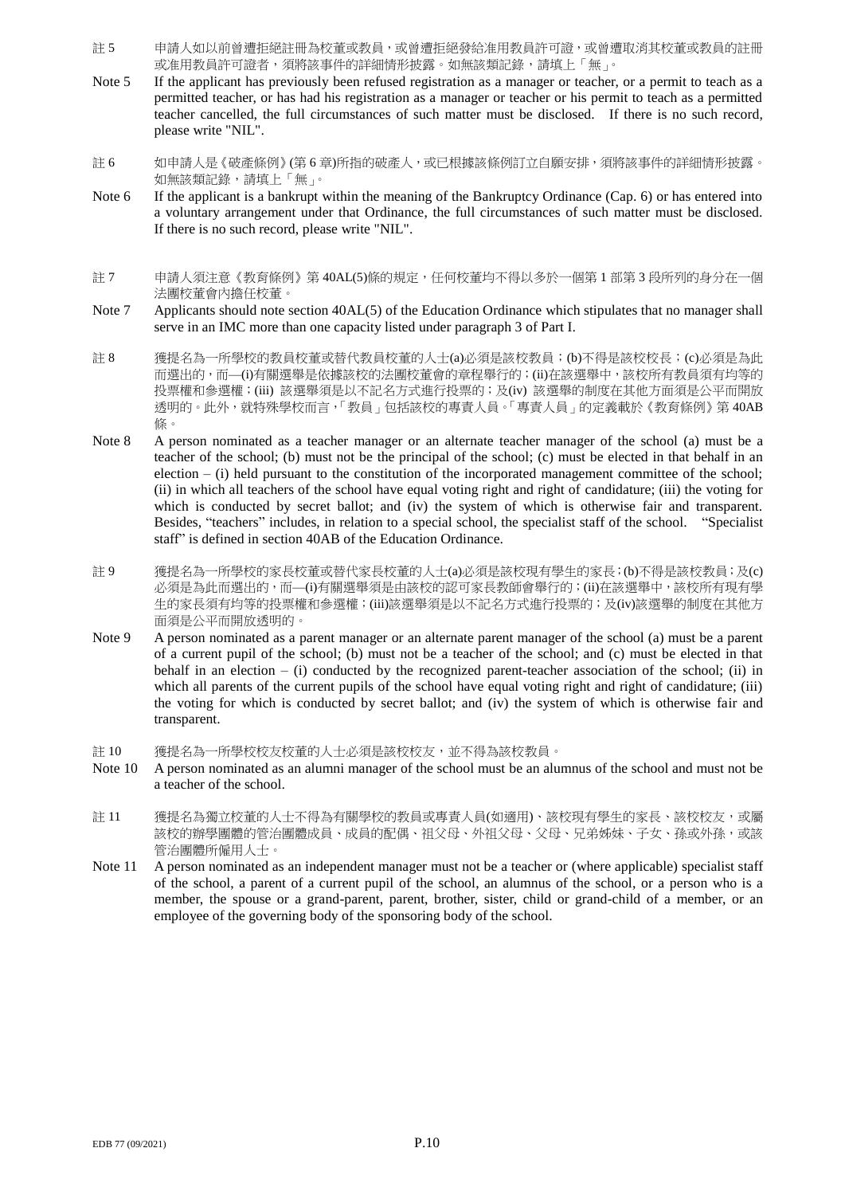註 5　申請人如以前曾遭拒絕註冊為校董或教員，或曾遭拒絕發給准用教員許可證，或曾遭取消其校董或教員的註冊或准用教員許可證者，須將該事件的詳細情形披露。如無該類記錄，請填上「無」。

Note 5　If the applicant has previously been refused registration as a manager or teacher, or a permit to teach as a permitted teacher, or has had his registration as a manager or teacher or his permit to teach as a permitted teacher cancelled, the full circumstances of such matter must be disclosed. If there is no such record, please write "NIL".

註 6　如申請人是《破產條例》(第 6 章)所指的破產人，或已根據該條例訂立自願安排，須將該事件的詳細情形披露。如無該類記錄，請填上「無」。

Note 6　If the applicant is a bankrupt within the meaning of the Bankruptcy Ordinance (Cap. 6) or has entered into a voluntary arrangement under that Ordinance, the full circumstances of such matter must be disclosed. If there is no such record, please write "NIL".

註 7　申請人須注意《教育條例》第 40AL(5)條的規定，任何校董均不得以多於一個第 1 部第 3 段所列的身分在一個法團校董會內擔任校董。

Note 7　Applicants should note section 40AL(5) of the Education Ordinance which stipulates that no manager shall serve in an IMC more than one capacity listed under paragraph 3 of Part I.

註 8　獲提名為一所學校的教員校董或替代教員校董的人士(a)必須是該校教員；(b)不得是該校校長；(c)必須是為此而選出的，而—(i)有關選舉是依據該校的法團校董會的章程舉行的；(ii)在該選舉中，該校所有教員須有均等的投票權和參選權；(iii) 該選舉須是以不記名方式進行投票的；及(iv) 該選舉的制度在其他方面須是公平而開放透明的。此外，就特殊學校而言，「教員」包括該校的專責人員。「專責人員」的定義載於《教育條例》第 40AB 條。

Note 8　A person nominated as a teacher manager or an alternate teacher manager of the school (a) must be a teacher of the school; (b) must not be the principal of the school; (c) must be elected in that behalf in an election – (i) held pursuant to the constitution of the incorporated management committee of the school; (ii) in which all teachers of the school have equal voting right and right of candidature; (iii) the voting for which is conducted by secret ballot; and (iv) the system of which is otherwise fair and transparent. Besides, "teachers" includes, in relation to a special school, the specialist staff of the school. "Specialist staff" is defined in section 40AB of the Education Ordinance.

註 9　獲提名為一所學校的家長校董或替代家長校董的人士(a)必須是該校現有學生的家長；(b)不得是該校教員；及(c)必須是為此而選出的，而—(i)有關選舉須是由該校的認可家長教師會舉行的；(ii)在該選舉中，該校所有現有學生的家長須有均等的投票權和參選權；(iii)該選舉須是以不記名方式進行投票的；及(iv)該選舉的制度在其他方面須是公平而開放透明的。

Note 9　A person nominated as a parent manager or an alternate parent manager of the school (a) must be a parent of a current pupil of the school; (b) must not be a teacher of the school; and (c) must be elected in that behalf in an election – (i) conducted by the recognized parent-teacher association of the school; (ii) in which all parents of the current pupils of the school have equal voting right and right of candidature; (iii) the voting for which is conducted by secret ballot; and (iv) the system of which is otherwise fair and transparent.

註 10　獲提名為一所學校校友校董的人士必須是該校校友，並不得為該校教員。

Note 10　A person nominated as an alumni manager of the school must be an alumnus of the school and must not be a teacher of the school.

註 11　獲提名為獨立校董的人士不得為有關學校的教員或專責人員(如適用)、該校現有學生的家長、該校校友，或屬該校的辦學團體的管治團體成員、成員的配偶、祖父母、外祖父母、父母、兄弟姊妹、子女、孫或外孫，或該管治團體所僱用人士。

Note 11　A person nominated as an independent manager must not be a teacher or (where applicable) specialist staff of the school, a parent of a current pupil of the school, an alumnus of the school, or a person who is a member, the spouse or a grand-parent, parent, brother, sister, child or grand-child of a member, or an employee of the governing body of the sponsoring body of the school.

EDB 77 (09/2021)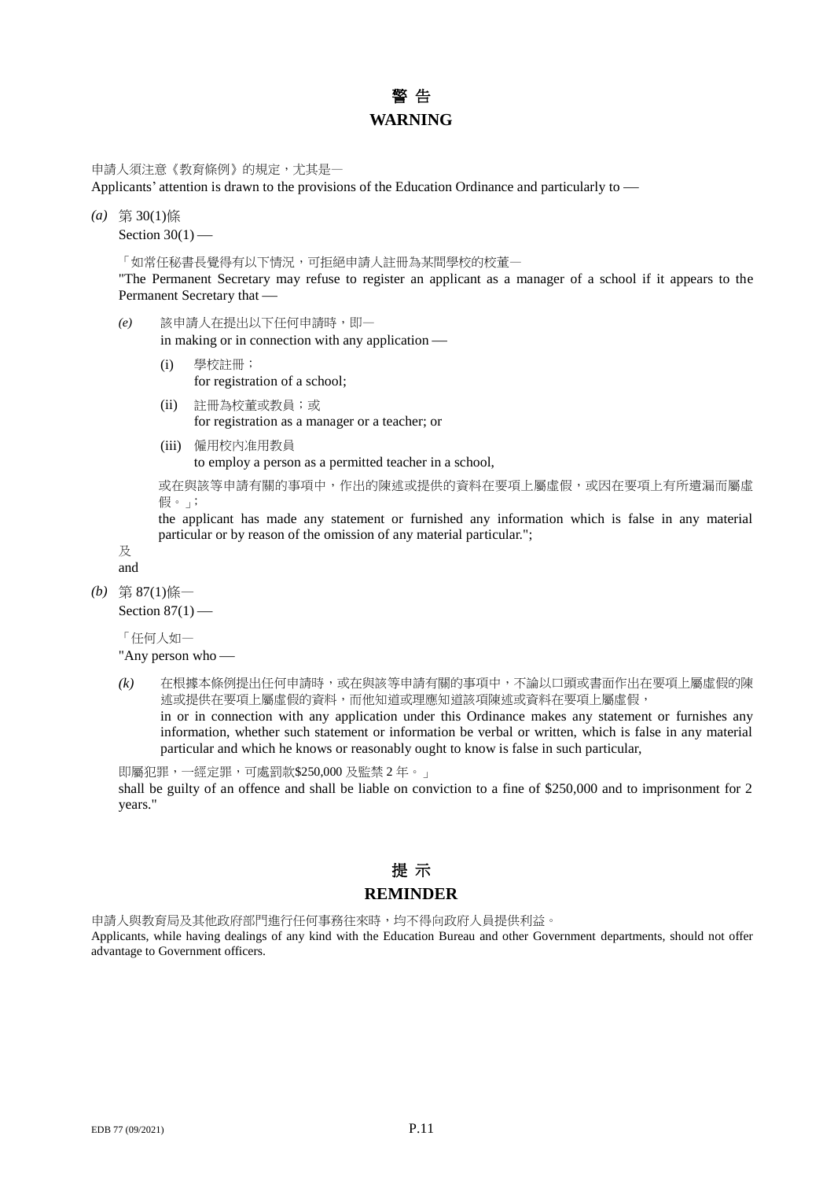# 警 告

# WARNING

申請人須注意《教育條例》的規定，尤其是—

Applicants' attention is drawn to the provisions of the Education Ordinance and particularly to —

*(a)* 第 30(1)條

Section 30(1) —

「如常任秘書長覺得有以下情況，可拒絕申請人註冊為某間學校的校董—

"The Permanent Secretary may refuse to register an applicant as a manager of a school if it appears to the Permanent Secretary that —

*(e)* 該申請人在提出以下任何申請時，即—

in making or in connection with any application —

(i) 學校註冊；

for registration of a school;

(ii) 註冊為校董或教員；或

for registration as a manager or a teacher; or

(iii) 僱用校內准用教員

to employ a person as a permitted teacher in a school,

或在與該等申請有關的事項中，作出的陳述或提供的資料在要項上屬虛假，或因在要項上有所遺漏而屬虛假。」；

the applicant has made any statement or furnished any information which is false in any material particular or by reason of the omission of any material particular.";

及

and

*(b)* 第 87(1)條—

Section 87(1) —

「任何人如—

"Any person who —

*(k)* 在根據本條例提出任何申請時，或在與該等申請有關的事項中，不論以口頭或書面作出在要項上屬虛假的陳述或提供在要項上屬虛假的資料，而他知道或理應知道該項陳述或資料在要項上屬虛假，

in or in connection with any application under this Ordinance makes any statement or furnishes any information, whether such statement or information be verbal or written, which is false in any material particular and which he knows or reasonably ought to know is false in such particular,

即屬犯罪，一經定罪，可處罰款$250,000 及監禁 2 年。」

shall be guilty of an offence and shall be liable on conviction to a fine of $250,000 and to imprisonment for 2 years."

# 提 示

# REMINDER

申請人與教育局及其他政府部門進行任何事務往來時，均不得向政府人員提供利益。

Applicants, while having dealings of any kind with the Education Bureau and other Government departments, should not offer advantage to Government officers.

EDB 77 (09/2021)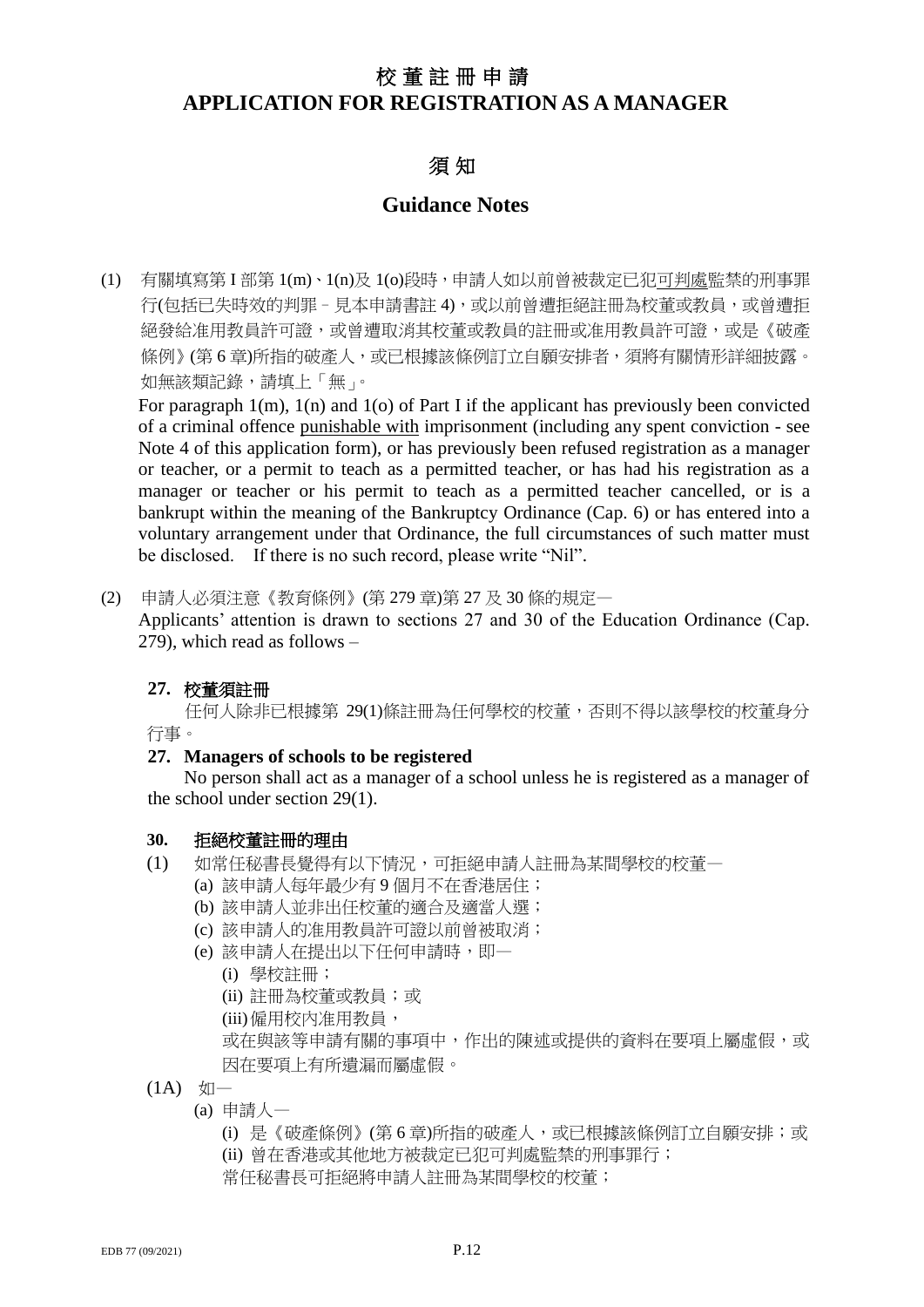# 校董註冊申請
# APPLICATION FOR REGISTRATION AS A MANAGER

## 須知

## Guidance Notes

(1) 有關填寫第 I 部第 1(m)、1(n)及 1(o)段時，申請人如以前曾被裁定已犯可判處監禁的刑事罪行(包括已失時效的判罪﹣見本申請書註 4)，或以前曾遭拒絕註冊為校董或教員，或曾遭拒絕發給准用教員許可證，或曾遭取消其校董或教員的註冊或准用教員許可證，或是《破產條例》(第 6 章)所指的破產人，或已根據該條例訂立自願安排者，須將有關情形詳細披露。如無該類記錄，請填上「無」。

For paragraph 1(m), 1(n) and 1(o) of Part I if the applicant has previously been convicted of a criminal offence punishable with imprisonment (including any spent conviction - see Note 4 of this application form), or has previously been refused registration as a manager or teacher, or a permit to teach as a permitted teacher, or has had his registration as a manager or teacher or his permit to teach as a permitted teacher cancelled, or is a bankrupt within the meaning of the Bankruptcy Ordinance (Cap. 6) or has entered into a voluntary arrangement under that Ordinance, the full circumstances of such matter must be disclosed. If there is no such record, please write "Nil".

(2) 申請人必須注意《教育條例》(第 279 章)第 27 及 30 條的規定—

Applicants' attention is drawn to sections 27 and 30 of the Education Ordinance (Cap. 279), which read as follows –

**27. 校董須註冊**

任何人除非已根據第 29(1)條註冊為任何學校的校董，否則不得以該學校的校董身分行事。

**27. Managers of schools to be registered**

No person shall act as a manager of a school unless he is registered as a manager of the school under section 29(1).

**30. 拒絕校董註冊的理由**

(1) 如常任秘書長覺得有以下情況，可拒絕申請人註冊為某間學校的校董—
    (a) 該申請人每年最少有 9 個月不在香港居住；
    (b) 該申請人並非出任校董的適合及適當人選；
    (c) 該申請人的准用教員許可證以前曾被取消；
    (e) 該申請人在提出以下任何申請時，即—
        (i) 學校註冊；
        (ii) 註冊為校董或教員；或
        (iii) 僱用校內准用教員，

    或在與該等申請有關的事項中，作出的陳述或提供的資料在要項上屬虛假，或因在要項上有所遺漏而屬虛假。

(1A) 如—
    (a) 申請人—
        (i) 是《破產條例》(第 6 章)所指的破產人，或已根據該條例訂立自願安排；或
        (ii) 曾在香港或其他地方被裁定已犯可判處監禁的刑事罪行；

    常任秘書長可拒絕將申請人註冊為某間學校的校董；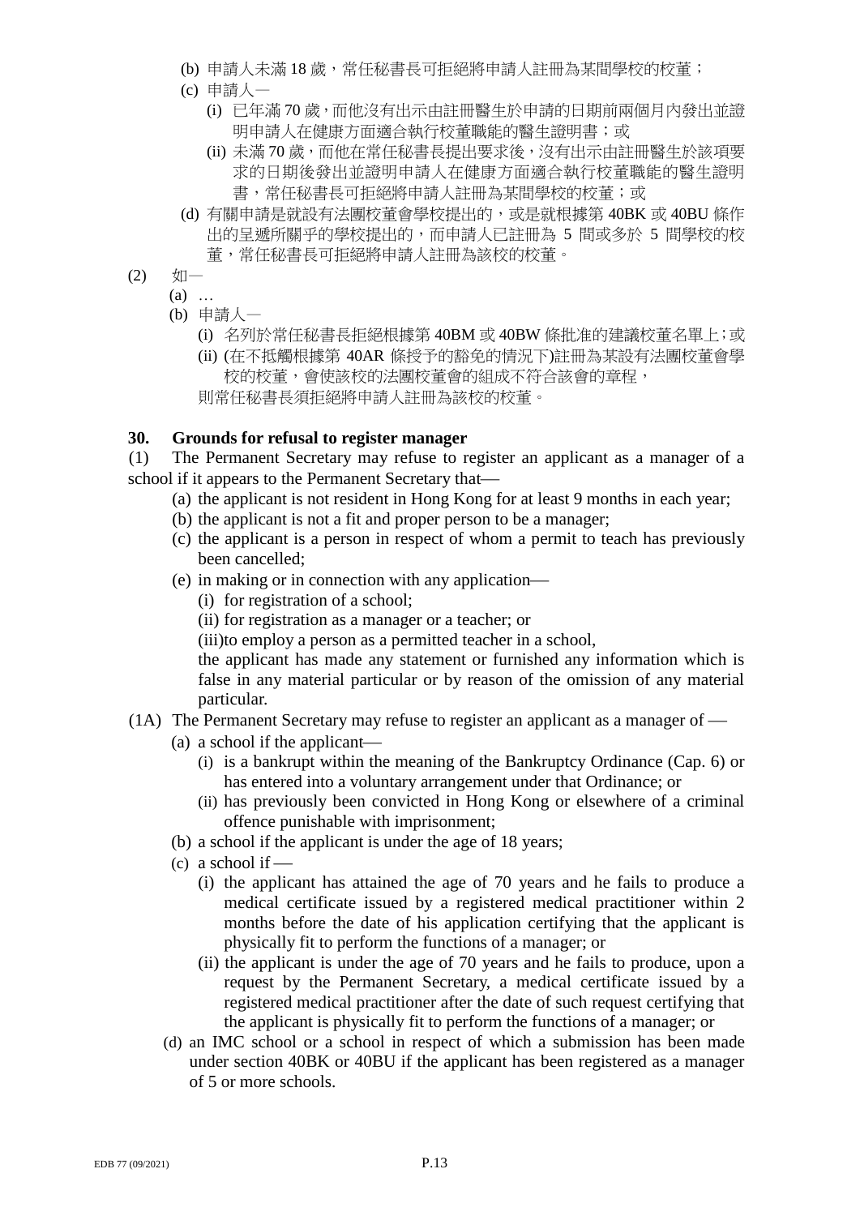(b) 申請人未滿 18 歲，常任秘書長可拒絕將申請人註冊為某間學校的校董；

(c) 申請人—

(i) 已年滿 70 歲，而他沒有出示由註冊醫生於申請的日期前兩個月內發出並證明申請人在健康方面適合執行校董職能的醫生證明書；或

(ii) 未滿 70 歲，而他在常任秘書長提出要求後，沒有出示由註冊醫生於該項要求的日期後發出並證明申請人在健康方面適合執行校董職能的醫生證明書，常任秘書長可拒絕將申請人註冊為某間學校的校董；或

(d) 有關申請是就設有法團校董會學校提出的，或是就根據第 40BK 或 40BU 條作出的呈遞所關乎的學校提出的，而申請人已註冊為 5 間或多於 5 間學校的校董，常任秘書長可拒絕將申請人註冊為該校的校董。

(2) 如—

(a) …

(b) 申請人—

(i) 名列於常任秘書長拒絕根據第 40BM 或 40BW 條批准的建議校董名單上；或

(ii) (在不抵觸根據第 40AR 條授予的豁免的情況下)註冊為某設有法團校董會學校的校董，會使該校的法團校董會的組成不符合該會的章程，

則常任秘書長須拒絕將申請人註冊為該校的校董。

**30. Grounds for refusal to register manager**

(1) The Permanent Secretary may refuse to register an applicant as a manager of a school if it appears to the Permanent Secretary that—

(a) the applicant is not resident in Hong Kong for at least 9 months in each year;

(b) the applicant is not a fit and proper person to be a manager;

(c) the applicant is a person in respect of whom a permit to teach has previously been cancelled;

(e) in making or in connection with any application—

(i) for registration of a school;

(ii) for registration as a manager or a teacher; or

(iii) to employ a person as a permitted teacher in a school,

the applicant has made any statement or furnished any information which is false in any material particular or by reason of the omission of any material particular.

(1A) The Permanent Secretary may refuse to register an applicant as a manager of —

(a) a school if the applicant—

(i) is a bankrupt within the meaning of the Bankruptcy Ordinance (Cap. 6) or has entered into a voluntary arrangement under that Ordinance; or

(ii) has previously been convicted in Hong Kong or elsewhere of a criminal offence punishable with imprisonment;

(b) a school if the applicant is under the age of 18 years;

(c) a school if —

(i) the applicant has attained the age of 70 years and he fails to produce a medical certificate issued by a registered medical practitioner within 2 months before the date of his application certifying that the applicant is physically fit to perform the functions of a manager; or

(ii) the applicant is under the age of 70 years and he fails to produce, upon a request by the Permanent Secretary, a medical certificate issued by a registered medical practitioner after the date of such request certifying that the applicant is physically fit to perform the functions of a manager; or

(d) an IMC school or a school in respect of which a submission has been made under section 40BK or 40BU if the applicant has been registered as a manager of 5 or more schools.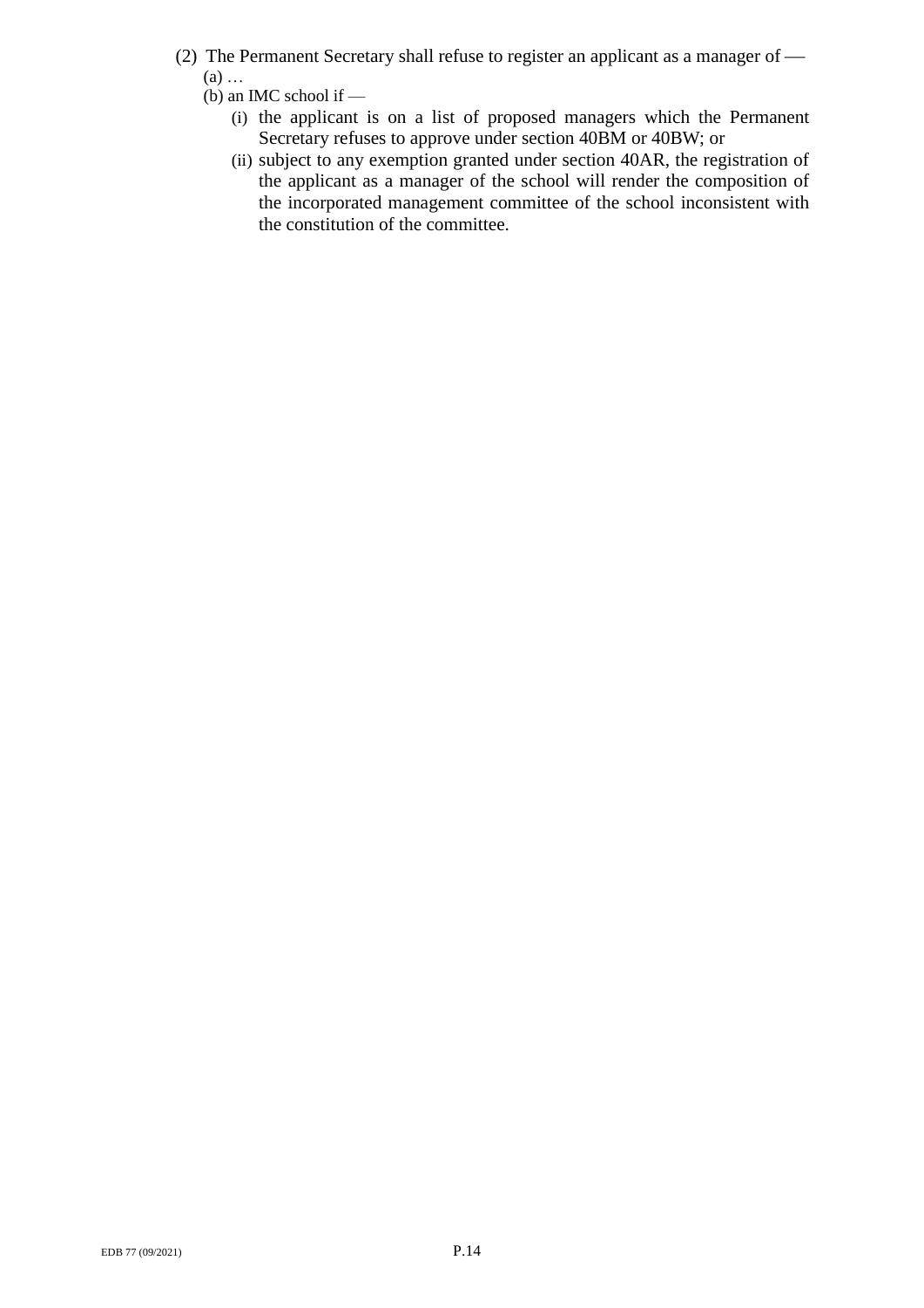(2) The Permanent Secretary shall refuse to register an applicant as a manager of —

(a) …

(b) an IMC school if —

(i) the applicant is on a list of proposed managers which the Permanent Secretary refuses to approve under section 40BM or 40BW; or

(ii) subject to any exemption granted under section 40AR, the registration of the applicant as a manager of the school will render the composition of the incorporated management committee of the school inconsistent with the constitution of the committee.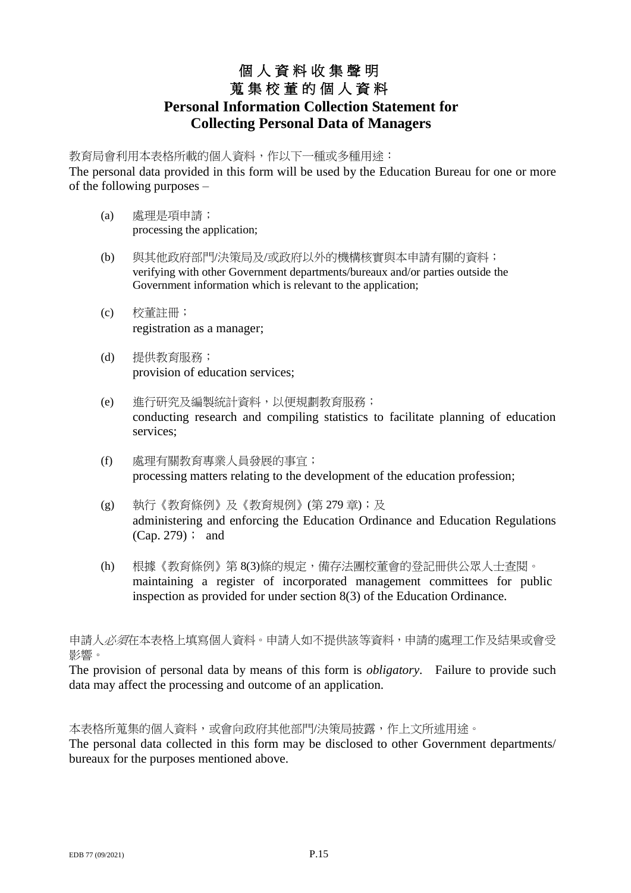# 個人資料收集聲明
# 蒐集校董的個人資料
# Personal Information Collection Statement for Collecting Personal Data of Managers

教育局會利用本表格所載的個人資料，作以下一種或多種用途：

The personal data provided in this form will be used by the Education Bureau for one or more of the following purposes –

(a) 處理是項申請；
processing the application;

(b) 與其他政府部門/決策局及/或政府以外的機構核實與本申請有關的資料；
verifying with other Government departments/bureaux and/or parties outside the Government information which is relevant to the application;

(c) 校董註冊；
registration as a manager;

(d) 提供教育服務；
provision of education services;

(e) 進行研究及編製統計資料，以便規劃教育服務；
conducting research and compiling statistics to facilitate planning of education services;

(f) 處理有關教育專業人員發展的事宜；
processing matters relating to the development of the education profession;

(g) 執行《教育條例》及《教育規例》(第 279 章)；及
administering and enforcing the Education Ordinance and Education Regulations (Cap. 279)； and

(h) 根據《教育條例》第 8(3)條的規定，備存法團校董會的登記冊供公眾人士查閱。
maintaining a register of incorporated management committees for public inspection as provided for under section 8(3) of the Education Ordinance.

申請人*必須*在本表格上填寫個人資料。申請人如不提供該等資料，申請的處理工作及結果或會受影響。

The provision of personal data by means of this form is *obligatory*. Failure to provide such data may affect the processing and outcome of an application.

本表格所蒐集的個人資料，或會向政府其他部門/決策局披露，作上文所述用途。

The personal data collected in this form may be disclosed to other Government departments/ bureaux for the purposes mentioned above.

EDB 77 (09/2021)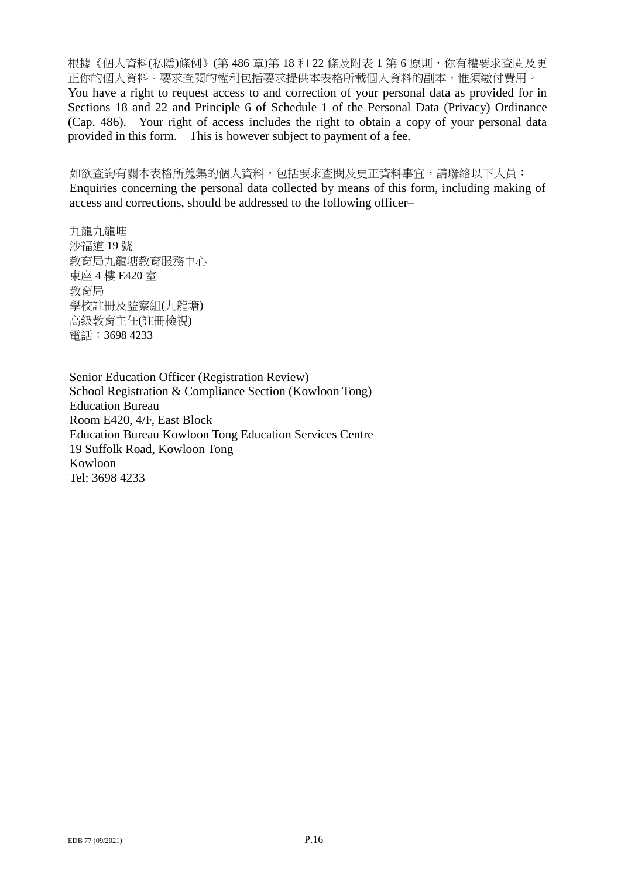根據《個人資料(私隱)條例》(第 486 章)第 18 和 22 條及附表 1 第 6 原則，你有權要求查閱及更正你的個人資料。要求查閱的權利包括要求提供本表格所載個人資料的副本，惟須繳付費用。
You have a right to request access to and correction of your personal data as provided for in Sections 18 and 22 and Principle 6 of Schedule 1 of the Personal Data (Privacy) Ordinance (Cap. 486). Your right of access includes the right to obtain a copy of your personal data provided in this form. This is however subject to payment of a fee.

如欲查詢有關本表格所蒐集的個人資料，包括要求查閱及更正資料事宜，請聯絡以下人員：
Enquiries concerning the personal data collected by means of this form, including making of access and corrections, should be addressed to the following officer–

九龍九龍塘
沙福道 19 號
教育局九龍塘教育服務中心
東座 4 樓 E420 室
教育局
學校註冊及監察組(九龍塘)
高級教育主任(註冊檢視)
電話：3698 4233

Senior Education Officer (Registration Review)
School Registration & Compliance Section (Kowloon Tong)
Education Bureau
Room E420, 4/F, East Block
Education Bureau Kowloon Tong Education Services Centre
19 Suffolk Road, Kowloon Tong
Kowloon
Tel: 3698 4233

EDB 77 (09/2021)